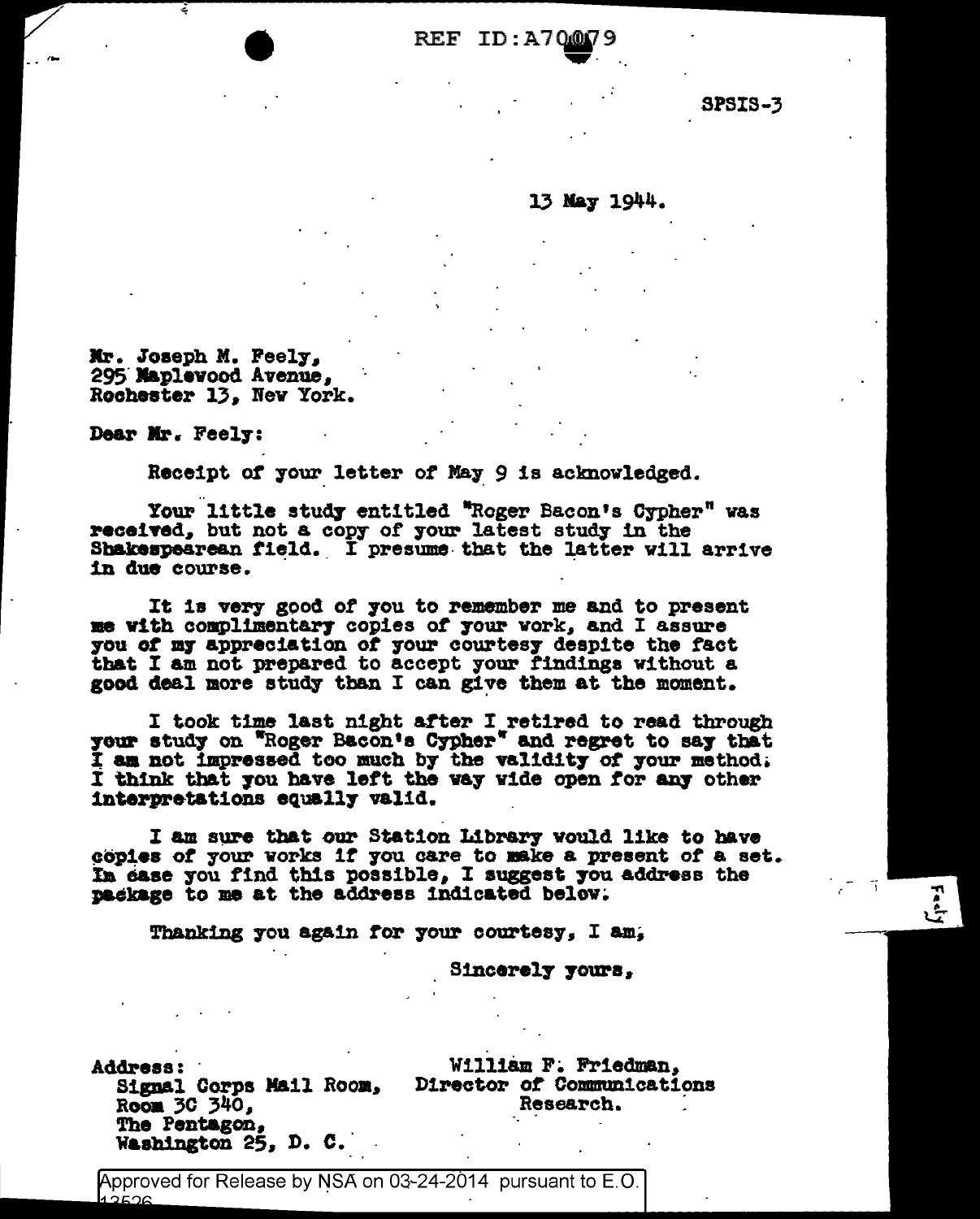REF ID:A70079

SPSIS-3

13 May 1944.

Mr. Joseph M. Feely,
295 Maplewood Avenue,
Rochester 13, New York.

Dear Mr. Feely:

Receipt of your letter of May 9 is acknowledged.

Your little study entitled "Roger Bacon's Cypher" was received, but not a copy of your latest study in the Shakespearean field. I presume that the latter will arrive in due course.

It is very good of you to remember me and to present me with complimentary copies of your work, and I assure you of my appreciation of your courtesy despite the fact that I am not prepared to accept your findings without a good deal more study than I can give them at the moment.

I took time last night after I retired to read through your study on "Roger Bacon's Cypher" and regret to say that I am not impressed too much by the validity of your method. I think that you have left the way wide open for any other interpretations equally valid.

I am sure that our Station Library would like to have copies of your works if you care to make a present of a set. In case you find this possible, I suggest you address the package to me at the address indicated below.

Thanking you again for your courtesy, I am,

Sincerely yours,

William F. Friedman,
Director of Communications
Research.

Address:
Signal Corps Mail Room,
Room 3C 340,
The Pentagon,
Washington 25, D. C.

Feely

Approved for Release by NSA on 03-24-2014 pursuant to E.O. 13526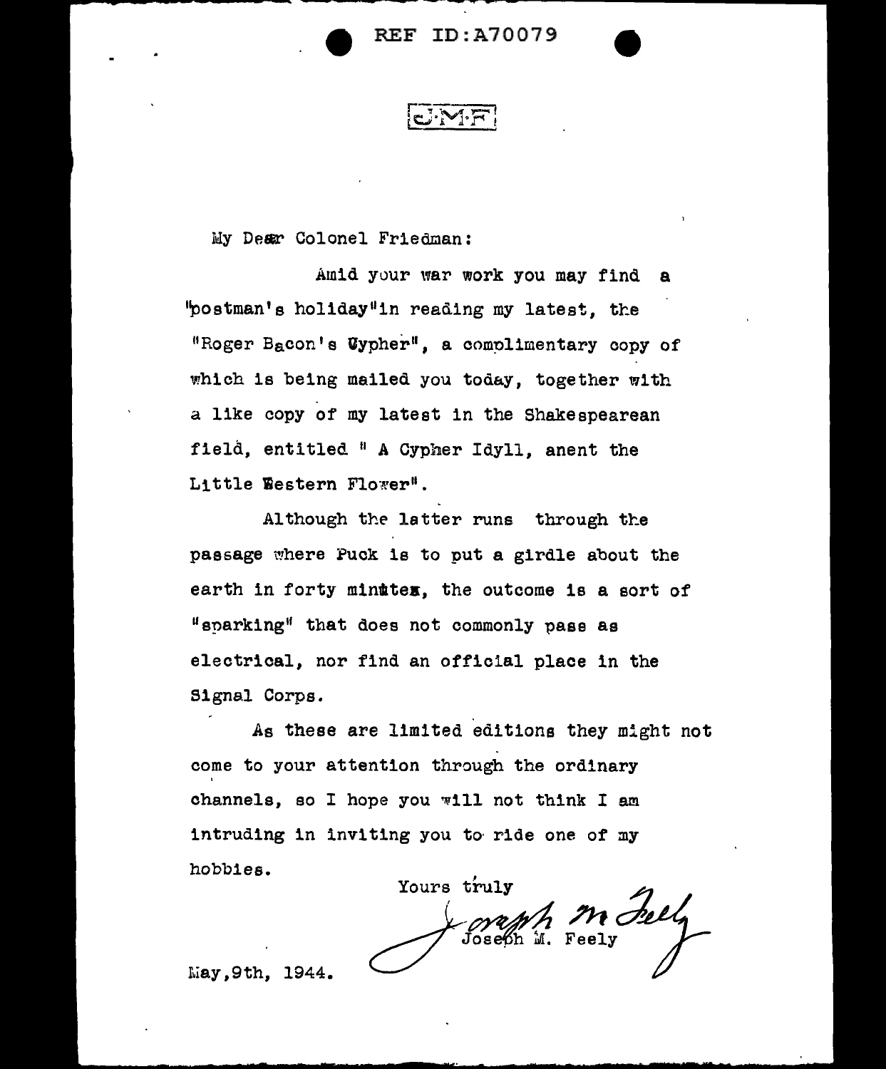J·M·F

My Dear Colonel Friedman:

Amid your war work you may find a "postman's holiday" in reading my latest, the "Roger Bacon's Cypher", a complimentary copy of which is being mailed you today, together with a like copy of my latest in the Shakespearean field, entitled " A Cypher Idyll, anent the Little Western Flower".

Although the latter runs through the passage where Puck is to put a girdle about the earth in forty minutes, the outcome is a sort of "sparking" that does not commonly pass as electrical, nor find an official place in the Signal Corps.

As these are limited editions they might not come to your attention through the ordinary channels, so I hope you will not think I am intruding in inviting you to ride one of my hobbies.

Yours truly

Joseph M. Feely

May, 9th, 1944.